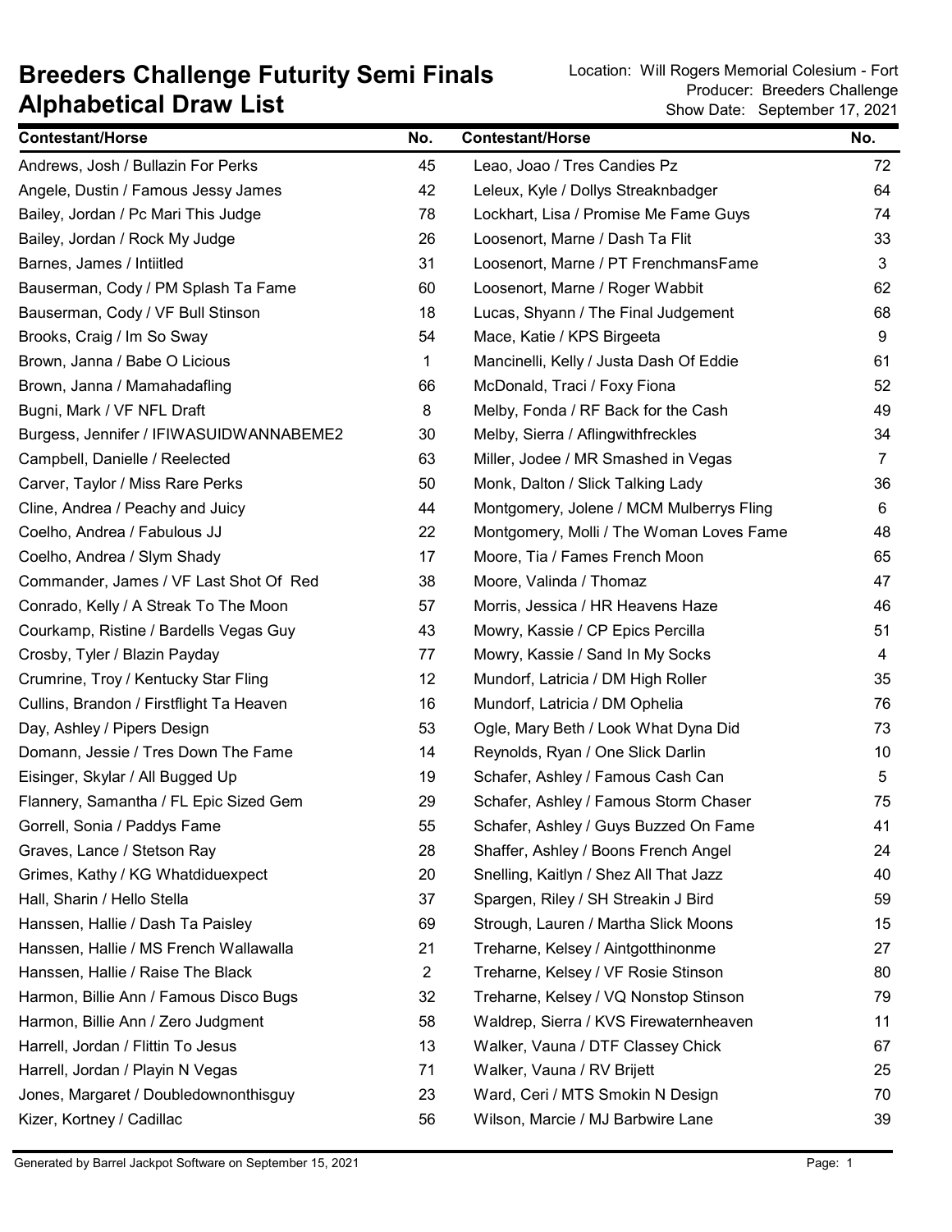# Breeders Challenge Futurity Semi Finals
## Alphabetical Draw List

Location: Will Rogers Memorial Colesium - Fort
Producer: Breeders Challenge
Show Date: September 17, 2021

| Contestant/Horse | No. | Contestant/Horse | No. |
|---|---|---|---|
| Andrews, Josh / Bullazin For Perks | 45 | Leao, Joao / Tres Candies Pz | 72 |
| Angele, Dustin / Famous Jessy James | 42 | Leleux, Kyle / Dollys Streaknbadger | 64 |
| Bailey, Jordan / Pc Mari This Judge | 78 | Lockhart, Lisa / Promise Me Fame Guys | 74 |
| Bailey, Jordan / Rock My Judge | 26 | Loosenort, Marne / Dash Ta Flit | 33 |
| Barnes, James / Intiitled | 31 | Loosenort, Marne / PT FrenchmansFame | 3 |
| Bauserman, Cody / PM Splash Ta Fame | 60 | Loosenort, Marne / Roger Wabbit | 62 |
| Bauserman, Cody / VF Bull Stinson | 18 | Lucas, Shyann / The Final Judgement | 68 |
| Brooks, Craig / Im So Sway | 54 | Mace, Katie / KPS Birgeeta | 9 |
| Brown, Janna / Babe O Licious | 1 | Mancinelli, Kelly / Justa Dash Of Eddie | 61 |
| Brown, Janna / Mamahadafling | 66 | McDonald, Traci / Foxy Fiona | 52 |
| Bugni, Mark / VF NFL Draft | 8 | Melby, Fonda / RF Back for the Cash | 49 |
| Burgess, Jennifer / IFIWASUIDWANNABEME2 | 30 | Melby, Sierra / Aflingwithfreckles | 34 |
| Campbell, Danielle / Reelected | 63 | Miller, Jodee / MR Smashed in Vegas | 7 |
| Carver, Taylor / Miss Rare Perks | 50 | Monk, Dalton / Slick Talking Lady | 36 |
| Cline, Andrea / Peachy and Juicy | 44 | Montgomery, Jolene / MCM Mulberrys Fling | 6 |
| Coelho, Andrea / Fabulous JJ | 22 | Montgomery, Molli / The Woman Loves Fame | 48 |
| Coelho, Andrea / Slym Shady | 17 | Moore, Tia / Fames French Moon | 65 |
| Commander, James / VF Last Shot Of Red | 38 | Moore, Valinda / Thomaz | 47 |
| Conrado, Kelly / A Streak To The Moon | 57 | Morris, Jessica / HR Heavens Haze | 46 |
| Courkamp, Ristine / Bardells Vegas Guy | 43 | Mowry, Kassie / CP Epics Percilla | 51 |
| Crosby, Tyler / Blazin Payday | 77 | Mowry, Kassie / Sand In My Socks | 4 |
| Crumrine, Troy / Kentucky Star Fling | 12 | Mundorf, Latricia / DM High Roller | 35 |
| Cullins, Brandon / Firstflight Ta Heaven | 16 | Mundorf, Latricia / DM Ophelia | 76 |
| Day, Ashley / Pipers Design | 53 | Ogle, Mary Beth / Look What Dyna Did | 73 |
| Domann, Jessie / Tres Down The Fame | 14 | Reynolds, Ryan / One Slick Darlin | 10 |
| Eisinger, Skylar / All Bugged Up | 19 | Schafer, Ashley / Famous Cash Can | 5 |
| Flannery, Samantha / FL Epic Sized Gem | 29 | Schafer, Ashley / Famous Storm Chaser | 75 |
| Gorrell, Sonia / Paddys Fame | 55 | Schafer, Ashley / Guys Buzzed On Fame | 41 |
| Graves, Lance / Stetson Ray | 28 | Shaffer, Ashley / Boons French Angel | 24 |
| Grimes, Kathy / KG Whatdiduexpect | 20 | Snelling, Kaitlyn / Shez All That Jazz | 40 |
| Hall, Sharin / Hello Stella | 37 | Spargen, Riley / SH Streakin J Bird | 59 |
| Hanssen, Hallie / Dash Ta Paisley | 69 | Strough, Lauren / Martha Slick Moons | 15 |
| Hanssen, Hallie / MS French Wallawalla | 21 | Treharne, Kelsey / Aintgotthinonme | 27 |
| Hanssen, Hallie / Raise The Black | 2 | Treharne, Kelsey / VF Rosie Stinson | 80 |
| Harmon, Billie Ann / Famous Disco Bugs | 32 | Treharne, Kelsey / VQ Nonstop Stinson | 79 |
| Harmon, Billie Ann / Zero Judgment | 58 | Waldrep, Sierra / KVS Firewaternheaven | 11 |
| Harrell, Jordan / Flittin To Jesus | 13 | Walker, Vauna / DTF Classey Chick | 67 |
| Harrell, Jordan / Playin N Vegas | 71 | Walker, Vauna / RV Brijett | 25 |
| Jones, Margaret / Doubledownonthisguy | 23 | Ward, Ceri / MTS Smokin N Design | 70 |
| Kizer, Kortney / Cadillac | 56 | Wilson, Marcie / MJ Barbwire Lane | 39 |

Generated by Barrel Jackpot Software on September 15, 2021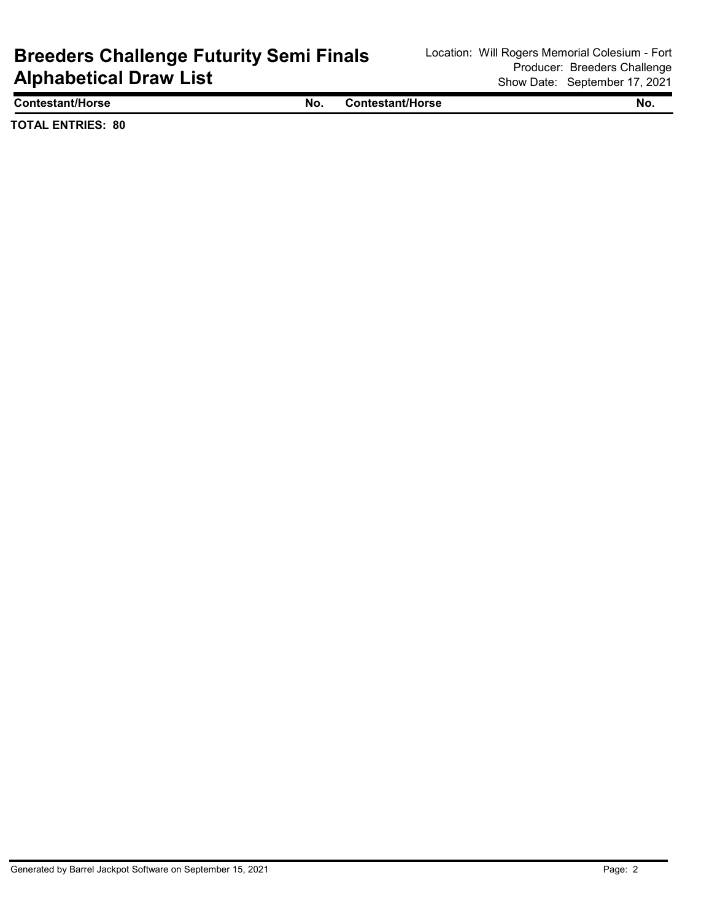# Breeders Challenge Futurity Semi Finals
# Alphabetical Draw List

Location: Will Rogers Memorial Colesium - Fort
Producer: Breeders Challenge
Show Date: September 17, 2021

| Contestant/Horse | No. | Contestant/Horse | No. |
|---|---|---|---|

**TOTAL ENTRIES: 80**